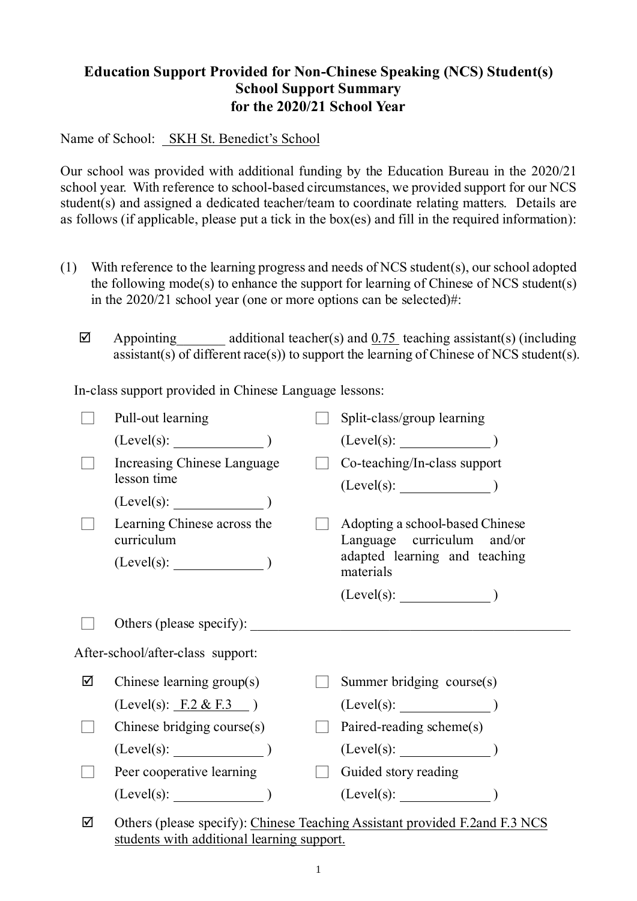# Education Support Provided for Non-Chinese Speaking (NCS) Student(s)
## School Support Summary
## for the 2020/21 School Year

Name of School: SKH St. Benedict's School

Our school was provided with additional funding by the Education Bureau in the 2020/21 school year. With reference to school-based circumstances, we provided support for our NCS student(s) and assigned a dedicated teacher/team to coordinate relating matters. Details are as follows (if applicable, please put a tick in the box(es) and fill in the required information):

(1) With reference to the learning progress and needs of NCS student(s), our school adopted the following mode(s) to enhance the support for learning of Chinese of NCS student(s) in the 2020/21 school year (one or more options can be selected)#:

☑ Appointing ______ additional teacher(s) and 0.75 teaching assistant(s) (including assistant(s) of different race(s)) to support the learning of Chinese of NCS student(s).

In-class support provided in Chinese Language lessons:

☐ Pull-out learning (Level(s): ______ )

☐ Split-class/group learning (Level(s): ______ )

☐ Increasing Chinese Language lesson time (Level(s): ______ )

☐ Co-teaching/In-class support (Level(s): ______ )

☐ Learning Chinese across the curriculum (Level(s): ______ )

☐ Adopting a school-based Chinese Language curriculum and/or adapted learning and teaching materials (Level(s): ______ )

☐ Others (please specify): ______

After-school/after-class support:

☑ Chinese learning group(s) (Level(s): F.2 & F.3 )

☐ Summer bridging course(s) (Level(s): ______ )

☐ Chinese bridging course(s) (Level(s): ______ )

☐ Paired-reading scheme(s) (Level(s): ______ )

☐ Peer cooperative learning (Level(s): ______ )

☐ Guided story reading (Level(s): ______ )

☑ Others (please specify): Chinese Teaching Assistant provided F.2and F.3 NCS students with additional learning support.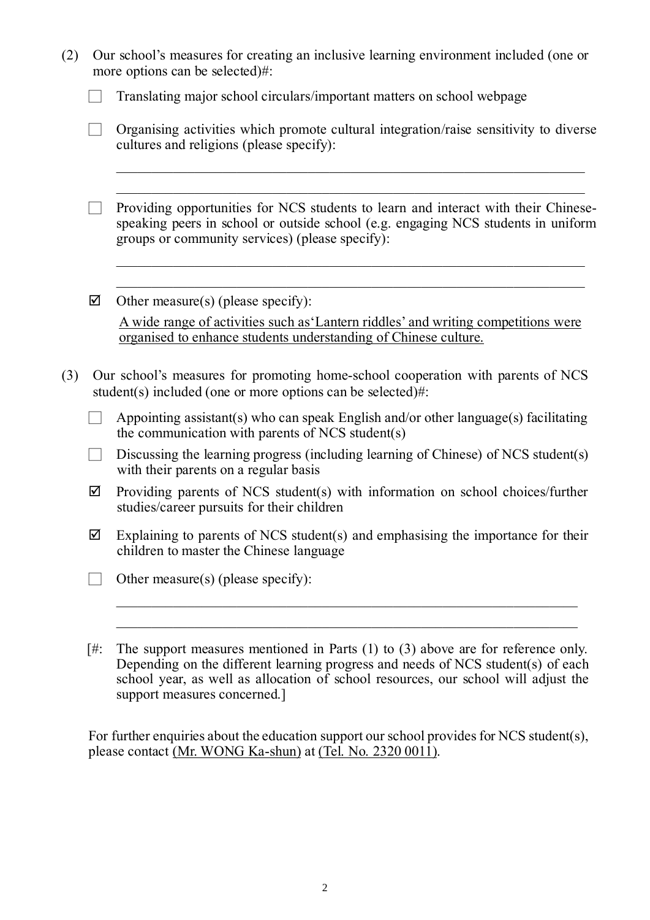(2) Our school's measures for creating an inclusive learning environment included (one or more options can be selected)#:

- ☐ Translating major school circulars/important matters on school webpage
- ☐ Organising activities which promote cultural integration/raise sensitivity to diverse cultures and religions (please specify):

  \_\_\_\_\_\_\_\_\_\_\_\_\_\_\_\_\_\_\_\_\_\_\_\_\_\_\_\_\_\_\_\_\_\_\_\_\_\_\_\_\_\_\_\_\_\_\_\_\_\_\_\_\_\_\_\_\_\_\_\_\_\_\_\_\_\_

  \_\_\_\_\_\_\_\_\_\_\_\_\_\_\_\_\_\_\_\_\_\_\_\_\_\_\_\_\_\_\_\_\_\_\_\_\_\_\_\_\_\_\_\_\_\_\_\_\_\_\_\_\_\_\_\_\_\_\_\_\_\_\_\_\_\_

- ☐ Providing opportunities for NCS students to learn and interact with their Chinese-speaking peers in school or outside school (e.g. engaging NCS students in uniform groups or community services) (please specify):

  \_\_\_\_\_\_\_\_\_\_\_\_\_\_\_\_\_\_\_\_\_\_\_\_\_\_\_\_\_\_\_\_\_\_\_\_\_\_\_\_\_\_\_\_\_\_\_\_\_\_\_\_\_\_\_\_\_\_\_\_\_\_\_\_\_\_

  \_\_\_\_\_\_\_\_\_\_\_\_\_\_\_\_\_\_\_\_\_\_\_\_\_\_\_\_\_\_\_\_\_\_\_\_\_\_\_\_\_\_\_\_\_\_\_\_\_\_\_\_\_\_\_\_\_\_\_\_\_\_\_\_\_\_

- ☑ Other measure(s) (please specify):

  <u>A wide range of activities such as'Lantern riddles' and writing competitions were organised to enhance students understanding of Chinese culture.</u>

(3) Our school's measures for promoting home-school cooperation with parents of NCS student(s) included (one or more options can be selected)#:

- ☐ Appointing assistant(s) who can speak English and/or other language(s) facilitating the communication with parents of NCS student(s)
- ☐ Discussing the learning progress (including learning of Chinese) of NCS student(s) with their parents on a regular basis
- ☑ Providing parents of NCS student(s) with information on school choices/further studies/career pursuits for their children
- ☑ Explaining to parents of NCS student(s) and emphasising the importance for their children to master the Chinese language
- ☐ Other measure(s) (please specify):

  \_\_\_\_\_\_\_\_\_\_\_\_\_\_\_\_\_\_\_\_\_\_\_\_\_\_\_\_\_\_\_\_\_\_\_\_\_\_\_\_\_\_\_\_\_\_\_\_\_\_\_\_\_\_\_\_\_\_\_\_\_\_\_\_\_\_

  \_\_\_\_\_\_\_\_\_\_\_\_\_\_\_\_\_\_\_\_\_\_\_\_\_\_\_\_\_\_\_\_\_\_\_\_\_\_\_\_\_\_\_\_\_\_\_\_\_\_\_\_\_\_\_\_\_\_\_\_\_\_\_\_\_\_

[#: The support measures mentioned in Parts (1) to (3) above are for reference only. Depending on the different learning progress and needs of NCS student(s) of each school year, as well as allocation of school resources, our school will adjust the support measures concerned.]

For further enquiries about the education support our school provides for NCS student(s), please contact <u>(Mr. WONG Ka-shun)</u> at <u>(Tel. No. 2320 0011)</u>.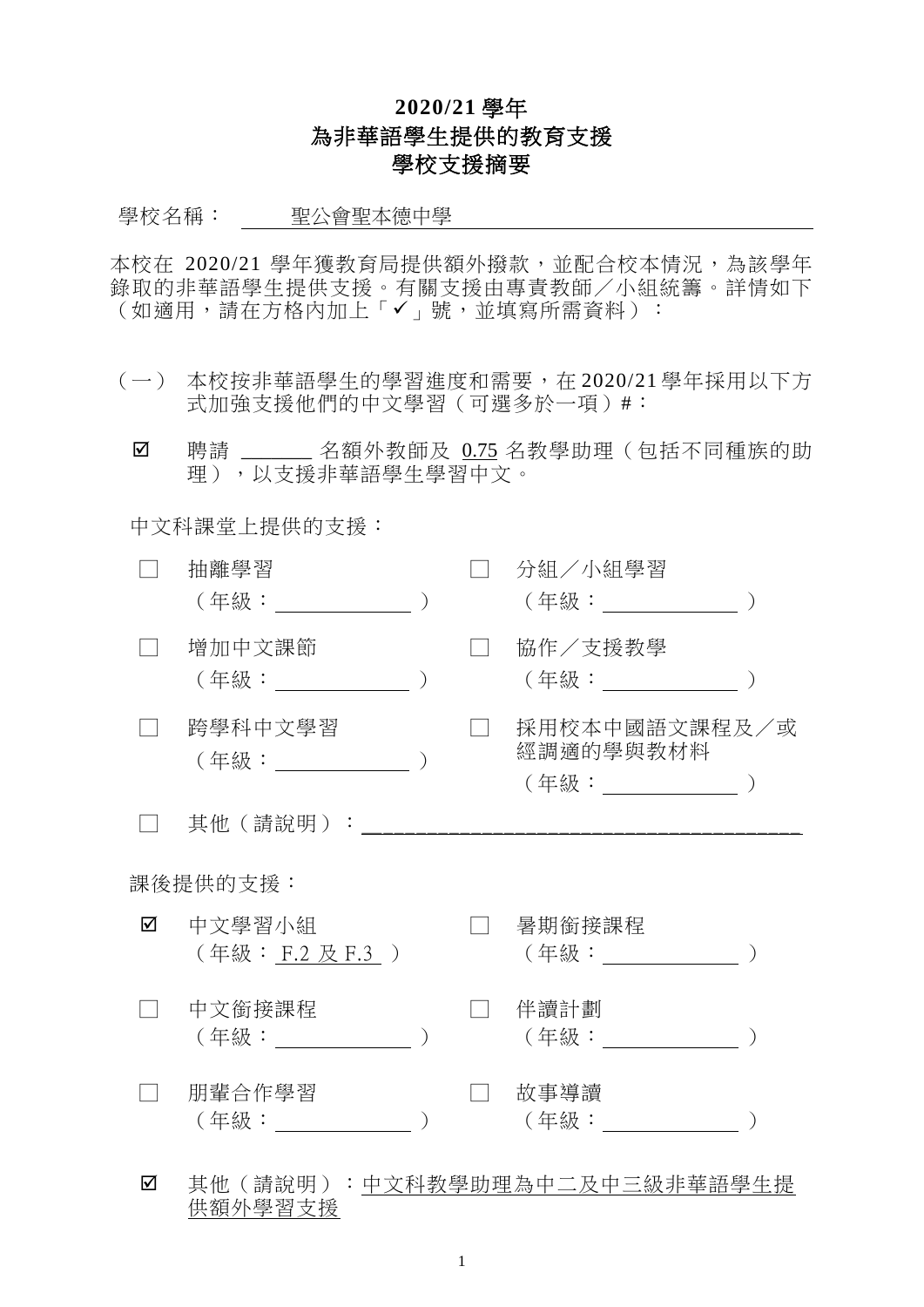# 2020/21 學年
# 為非華語學生提供的教育支援
# 學校支援摘要

學校名稱：　聖公會聖本德中學

本校在 2020/21 學年獲教育局提供額外撥款，並配合校本情況，為該學年錄取的非華語學生提供支援。有關支援由專責教師／小組統籌。詳情如下（如適用，請在方格內加上「✓」號，並填寫所需資料）：

（一） 本校按非華語學生的學習進度和需要，在 2020/21 學年採用以下方式加強支援他們的中文學習（可選多於一項）#：

☑ 聘請 ______ 名額外教師及 0.75 名教學助理（包括不同種族的助理），以支援非華語學生學習中文。

中文科課堂上提供的支援：

☐ 抽離學習（年級：______）
☐ 分組／小組學習（年級：______）
☐ 增加中文課節（年級：______）
☐ 協作／支援教學（年級：______）
☐ 跨學科中文學習（年級：______）
☐ 採用校本中國語文課程及／或經調適的學與教材料（年級：______）
☐ 其他（請說明）：______

課後提供的支援：

☑ 中文學習小組（年級：F.2 及 F.3）
☐ 暑期銜接課程（年級：______）
☐ 中文銜接課程（年級：______）
☐ 伴讀計劃（年級：______）
☐ 朋輩合作學習（年級：______）
☐ 故事導讀（年級：______）

☑ 其他（請說明）：中文科教學助理為中二及中三級非華語學生提供額外學習支援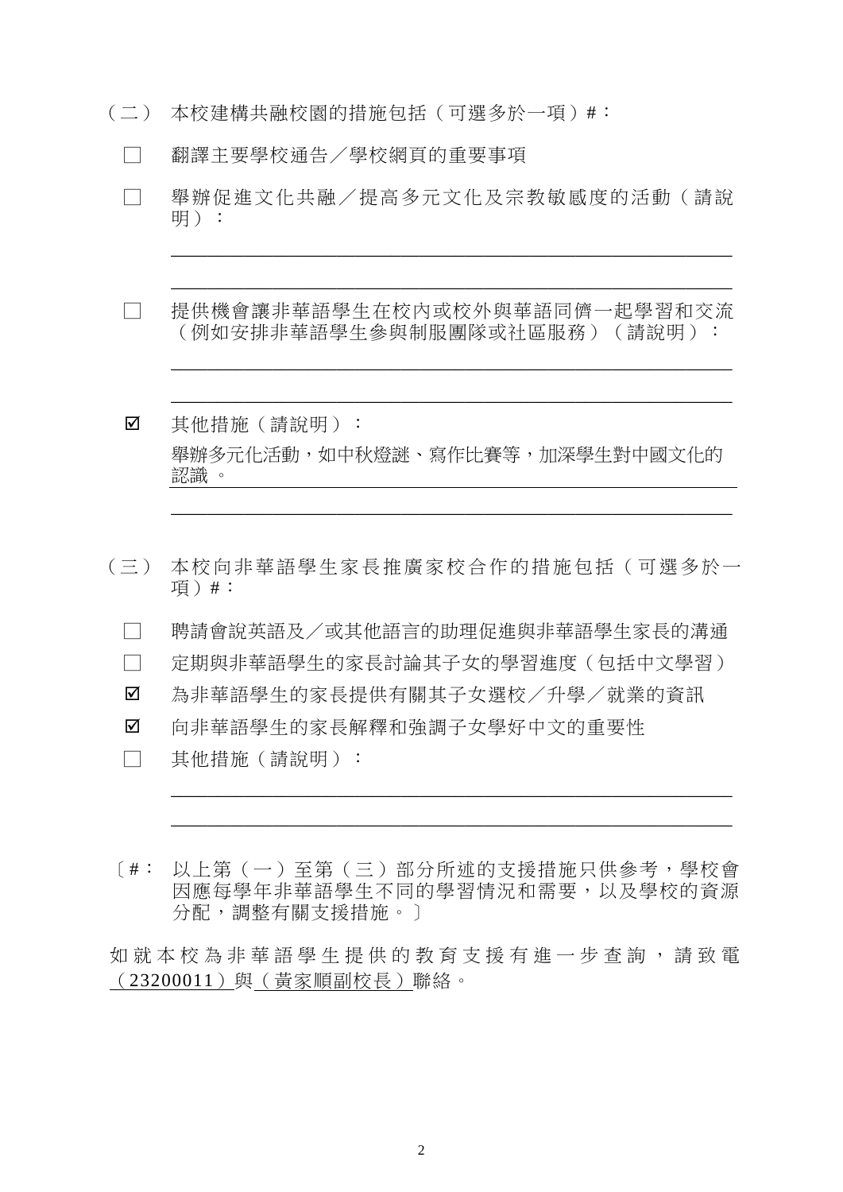（二） 本校建構共融校園的措施包括（可選多於一項）#：

☐ 翻譯主要學校通告／學校網頁的重要事項

☐ 舉辦促進文化共融／提高多元文化及宗教敏感度的活動（請說明）：

\_\_\_\_\_\_\_\_\_\_\_\_\_\_\_\_\_\_\_\_\_\_\_\_\_\_\_\_\_\_\_\_\_\_\_\_\_\_\_\_\_\_\_\_\_\_\_\_

\_\_\_\_\_\_\_\_\_\_\_\_\_\_\_\_\_\_\_\_\_\_\_\_\_\_\_\_\_\_\_\_\_\_\_\_\_\_\_\_\_\_\_\_\_\_\_\_

☐ 提供機會讓非華語學生在校內或校外與華語同儕一起學習和交流（例如安排非華語學生參與制服團隊或社區服務）（請說明）：

\_\_\_\_\_\_\_\_\_\_\_\_\_\_\_\_\_\_\_\_\_\_\_\_\_\_\_\_\_\_\_\_\_\_\_\_\_\_\_\_\_\_\_\_\_\_\_\_

\_\_\_\_\_\_\_\_\_\_\_\_\_\_\_\_\_\_\_\_\_\_\_\_\_\_\_\_\_\_\_\_\_\_\_\_\_\_\_\_\_\_\_\_\_\_\_\_

☑ 其他措施（請說明）：

舉辦多元化活動，如中秋燈謎、寫作比賽等，加深學生對中國文化的認識 。

\_\_\_\_\_\_\_\_\_\_\_\_\_\_\_\_\_\_\_\_\_\_\_\_\_\_\_\_\_\_\_\_\_\_\_\_\_\_\_\_\_\_\_\_\_\_\_\_

（三） 本校向非華語學生家長推廣家校合作的措施包括（可選多於一項）#：

☐ 聘請會說英語及／或其他語言的助理促進與非華語學生家長的溝通

☐ 定期與非華語學生的家長討論其子女的學習進度（包括中文學習）

☑ 為非華語學生的家長提供有關其子女選校／升學／就業的資訊

☑ 向非華語學生的家長解釋和強調子女學好中文的重要性

☐ 其他措施（請說明）：

\_\_\_\_\_\_\_\_\_\_\_\_\_\_\_\_\_\_\_\_\_\_\_\_\_\_\_\_\_\_\_\_\_\_\_\_\_\_\_\_\_\_\_\_\_\_\_\_

\_\_\_\_\_\_\_\_\_\_\_\_\_\_\_\_\_\_\_\_\_\_\_\_\_\_\_\_\_\_\_\_\_\_\_\_\_\_\_\_\_\_\_\_\_\_\_\_

〔#： 以上第（一）至第（三）部分所述的支援措施只供參考，學校會因應每學年非華語學生不同的學習情況和需要，以及學校的資源分配，調整有關支援措施。〕

如就本校為非華語學生提供的教育支援有進一步查詢，請致電（23200011）與（黃家順副校長）聯絡。